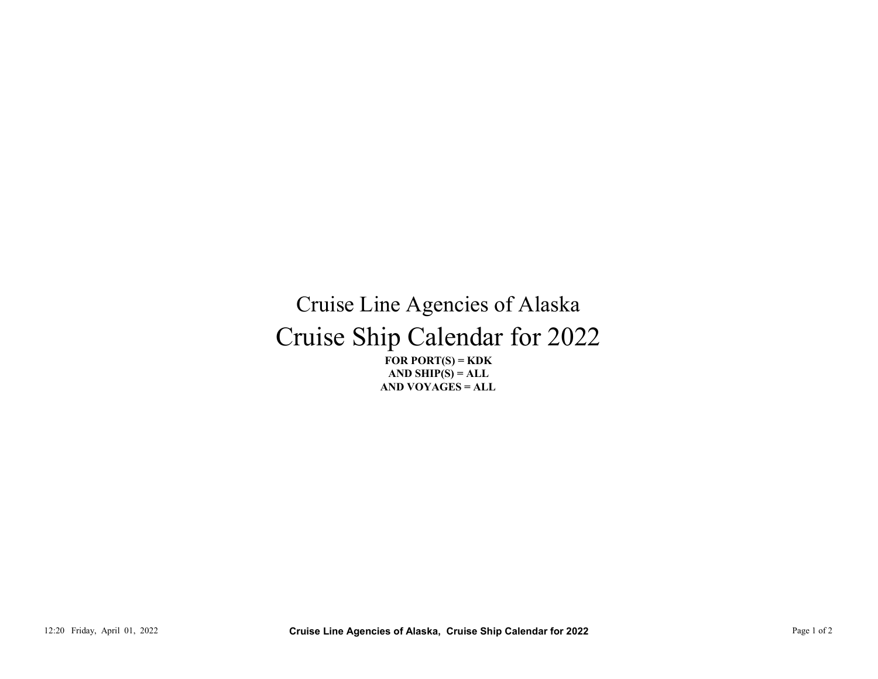# Cruise Line Agencies of Alaska

# Cruise Ship Calendar for 2022

**FOR PORT(S) = KDK**
**AND SHIP(S) = ALL**
**AND VOYAGES = ALL**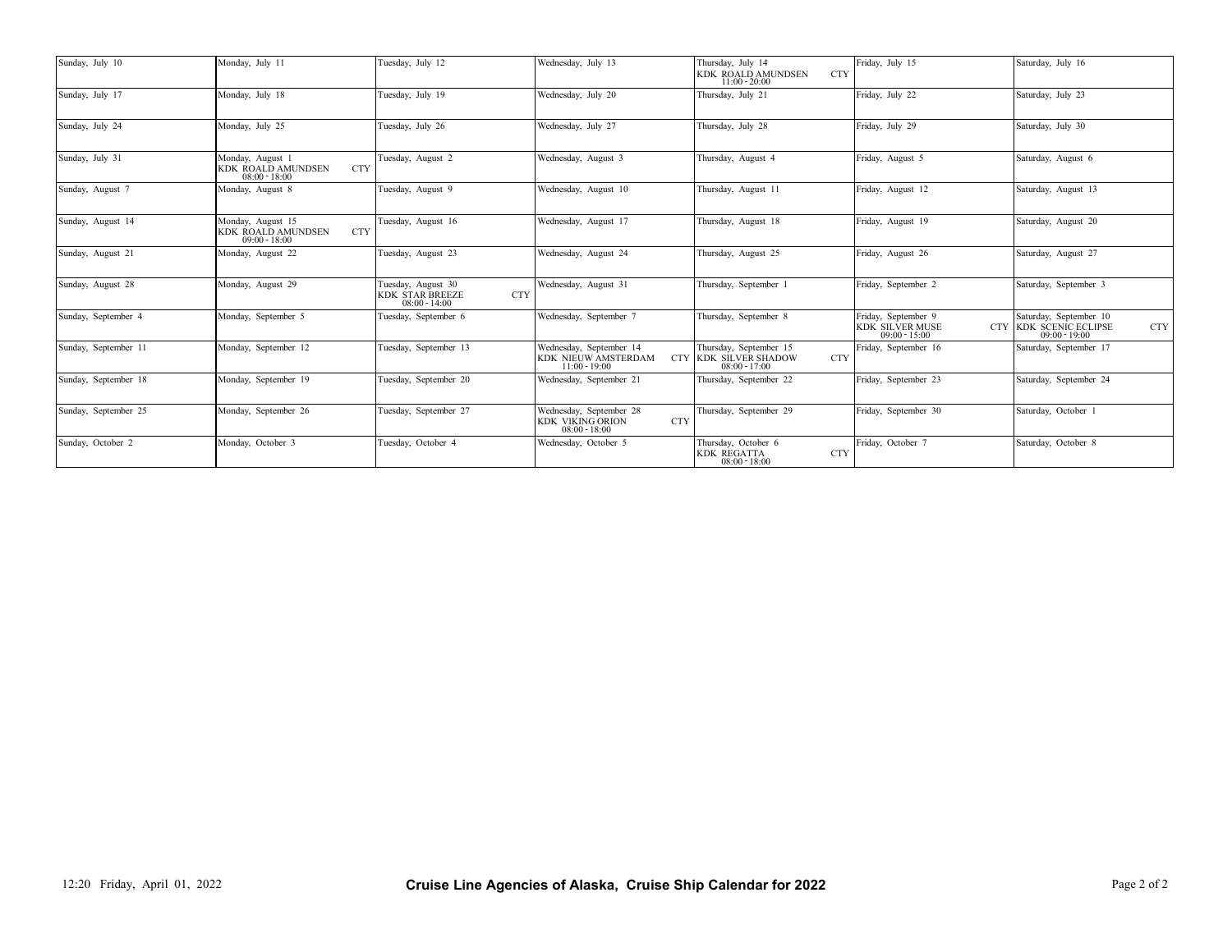| | | | | | | |
|---|---|---|---|---|---|---|
| Sunday, July 10 | Monday, July 11 | Tuesday, July 12 | Wednesday, July 13 | Thursday, July 14<br>KDK ROALD AMUNDSEN CTY<br>11:00 - 20:00 | Friday, July 15 | Saturday, July 16 |
| Sunday, July 17 | Monday, July 18 | Tuesday, July 19 | Wednesday, July 20 | Thursday, July 21 | Friday, July 22 | Saturday, July 23 |
| Sunday, July 24 | Monday, July 25 | Tuesday, July 26 | Wednesday, July 27 | Thursday, July 28 | Friday, July 29 | Saturday, July 30 |
| Sunday, July 31 | Monday, August 1<br>KDK ROALD AMUNDSEN CTY<br>08:00 - 18:00 | Tuesday, August 2 | Wednesday, August 3 | Thursday, August 4 | Friday, August 5 | Saturday, August 6 |
| Sunday, August 7 | Monday, August 8 | Tuesday, August 9 | Wednesday, August 10 | Thursday, August 11 | Friday, August 12 | Saturday, August 13 |
| Sunday, August 14 | Monday, August 15<br>KDK ROALD AMUNDSEN CTY<br>09:00 - 18:00 | Tuesday, August 16 | Wednesday, August 17 | Thursday, August 18 | Friday, August 19 | Saturday, August 20 |
| Sunday, August 21 | Monday, August 22 | Tuesday, August 23 | Wednesday, August 24 | Thursday, August 25 | Friday, August 26 | Saturday, August 27 |
| Sunday, August 28 | Monday, August 29 | Tuesday, August 30<br>KDK STAR BREEZE CTY<br>08:00 - 14:00 | Wednesday, August 31 | Thursday, September 1 | Friday, September 2 | Saturday, September 3 |
| Sunday, September 4 | Monday, September 5 | Tuesday, September 6 | Wednesday, September 7 | Thursday, September 8 | Friday, September 9<br>KDK SILVER MUSE CTY<br>09:00 - 15:00 | Saturday, September 10<br>KDK SCENIC ECLIPSE CTY<br>09:00 - 19:00 |
| Sunday, September 11 | Monday, September 12 | Tuesday, September 13 | Wednesday, September 14<br>KDK NIEUW AMSTERDAM CTY<br>11:00 - 19:00 | Thursday, September 15<br>KDK SILVER SHADOW CTY<br>08:00 - 17:00 | Friday, September 16 | Saturday, September 17 |
| Sunday, September 18 | Monday, September 19 | Tuesday, September 20 | Wednesday, September 21 | Thursday, September 22 | Friday, September 23 | Saturday, September 24 |
| Sunday, September 25 | Monday, September 26 | Tuesday, September 27 | Wednesday, September 28<br>KDK VIKING ORION CTY<br>08:00 - 18:00 | Thursday, September 29 | Friday, September 30 | Saturday, October 1 |
| Sunday, October 2 | Monday, October 3 | Tuesday, October 4 | Wednesday, October 5 | Thursday, October 6<br>KDK REGATTA CTY<br>08:00 - 18:00 | Friday, October 7 | Saturday, October 8 |

12:20 Friday, April 01, 2022

**Cruise Line Agencies of Alaska, Cruise Ship Calendar for 2022**